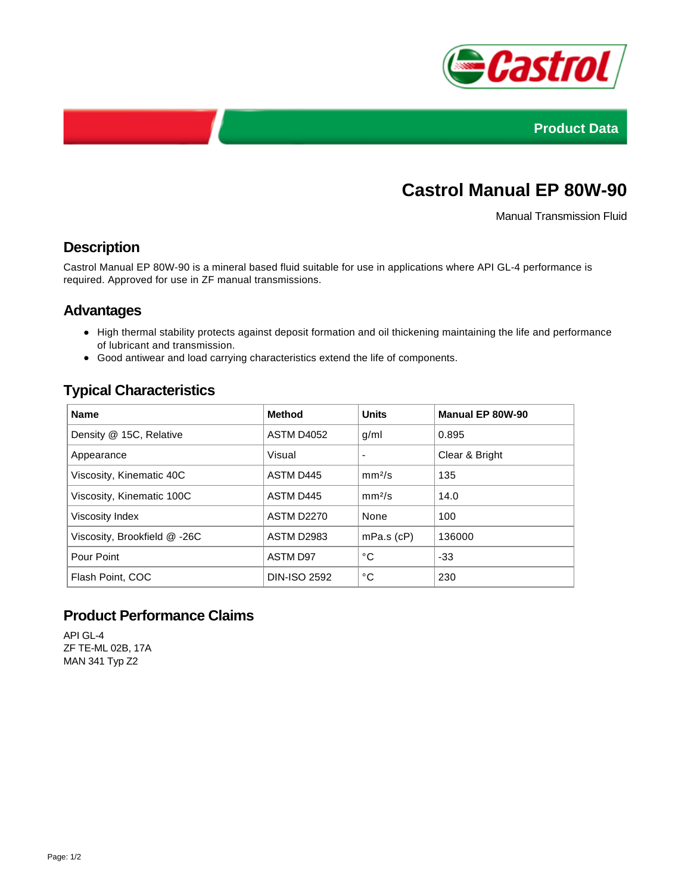Product Data

# Castrol Manual EP 80W-90

Manual Transmission Fluid

## Description

Castrol Manual EP 80W-90 is a mineral based fluid suitable for use in applications where API GL-4 performance is required. Approved for use in ZF manual transmissions.

## Advantages

- High thermal stability protects against deposit formation and oil thickening maintaining the life and performance of lubricant and transmission.
- Good antiwear and load carrying characteristics extend the life of components.

## Typical Characteristics

| Name | Method | Units | Manual EP 80W-90 |
|---|---|---|---|
| Density @ 15C, Relative | ASTM D4052 | g/ml | 0.895 |
| Appearance | Visual | - | Clear & Bright |
| Viscosity, Kinematic 40C | ASTM D445 | $mm^2/s$ | 135 |
| Viscosity, Kinematic 100C | ASTM D445 | $mm^2/s$ | 14.0 |
| Viscosity Index | ASTM D2270 | None | 100 |
| Viscosity, Brookfield @ -26C | ASTM D2983 | mPa.s (cP) | 136000 |
| Pour Point | ASTM D97 | °C | -33 |
| Flash Point, COC | DIN-ISO 2592 | °C | 230 |

## Product Performance Claims

API GL-4
ZF TE-ML 02B, 17A
MAN 341 Typ Z2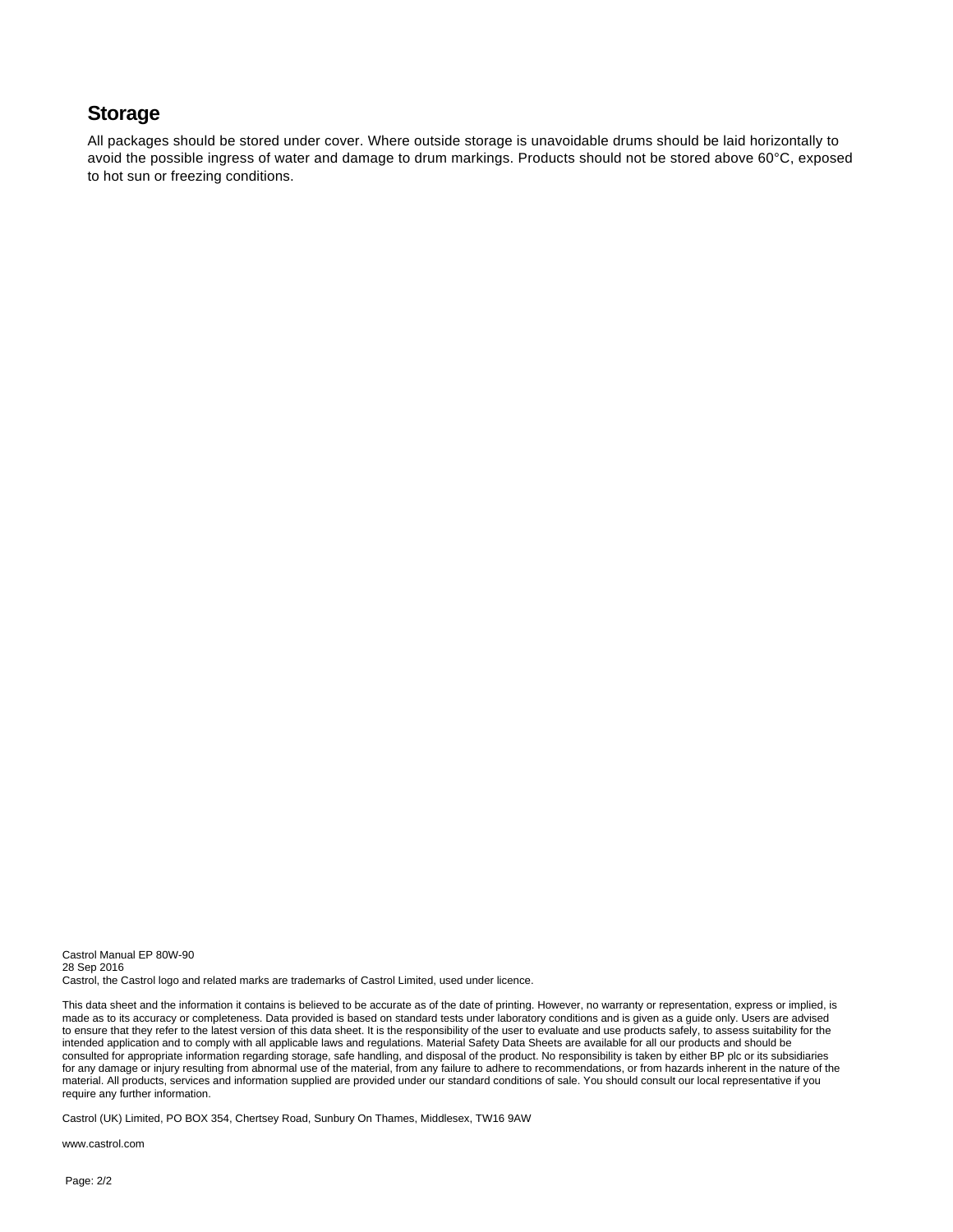## Storage

All packages should be stored under cover. Where outside storage is unavoidable drums should be laid horizontally to avoid the possible ingress of water and damage to drum markings. Products should not be stored above 60°C, exposed to hot sun or freezing conditions.

Castrol Manual EP 80W-90
28 Sep 2016
Castrol, the Castrol logo and related marks are trademarks of Castrol Limited, used under licence.

This data sheet and the information it contains is believed to be accurate as of the date of printing. However, no warranty or representation, express or implied, is made as to its accuracy or completeness. Data provided is based on standard tests under laboratory conditions and is given as a guide only. Users are advised to ensure that they refer to the latest version of this data sheet. It is the responsibility of the user to evaluate and use products safely, to assess suitability for the intended application and to comply with all applicable laws and regulations. Material Safety Data Sheets are available for all our products and should be consulted for appropriate information regarding storage, safe handling, and disposal of the product. No responsibility is taken by either BP plc or its subsidiaries for any damage or injury resulting from abnormal use of the material, from any failure to adhere to recommendations, or from hazards inherent in the nature of the material. All products, services and information supplied are provided under our standard conditions of sale. You should consult our local representative if you require any further information.

Castrol (UK) Limited, PO BOX 354, Chertsey Road, Sunbury On Thames, Middlesex, TW16 9AW

www.castrol.com